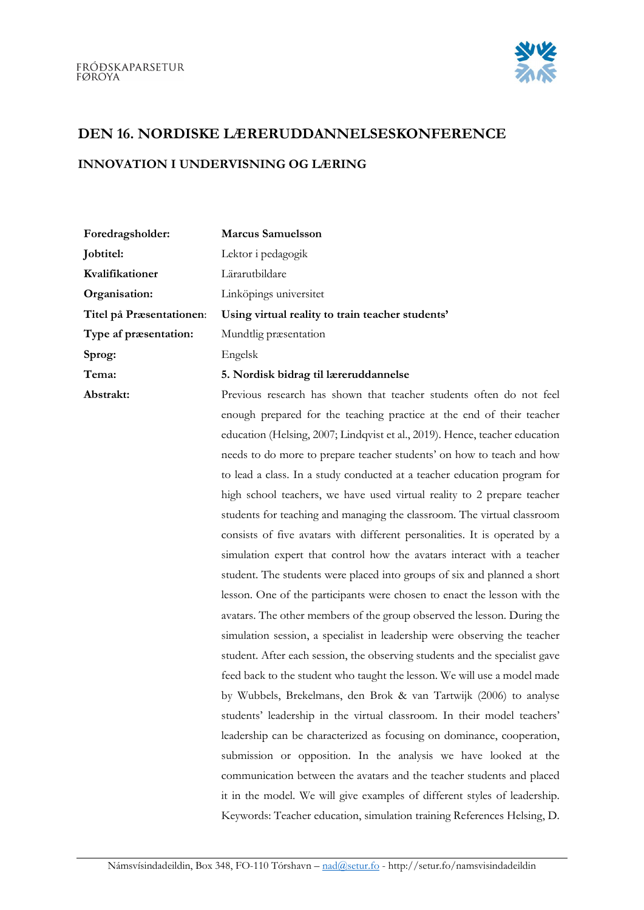FRÓÐSKAPARSETUR
FØROYA

# DEN 16. NORDISKE LÆRERUDDANNELSESKONFERENCE

## INNOVATION I UNDERVISNING OG LÆRING

| | |
|---|---|
| **Foredragsholder:** | **Marcus Samuelsson** |
| **Jobtitel:** | Lektor i pedagogik |
| **Kvalifikationer** | Lärarutbildare |
| **Organisation:** | Linköpings universitet |
| **Titel på Præsentationen:** | **Using virtual reality to train teacher students'** |
| **Type af præsentation:** | Mundtlig præsentation |
| **Sprog:** | Engelsk |
| **Tema:** | **5. Nordisk bidrag til læreruddannelse** |

**Abstrakt:**

Previous research has shown that teacher students often do not feel enough prepared for the teaching practice at the end of their teacher education (Helsing, 2007; Lindqvist et al., 2019). Hence, teacher education needs to do more to prepare teacher students' on how to teach and how to lead a class. In a study conducted at a teacher education program for high school teachers, we have used virtual reality to 2 prepare teacher students for teaching and managing the classroom. The virtual classroom consists of five avatars with different personalities. It is operated by a simulation expert that control how the avatars interact with a teacher student. The students were placed into groups of six and planned a short lesson. One of the participants were chosen to enact the lesson with the avatars. The other members of the group observed the lesson. During the simulation session, a specialist in leadership were observing the teacher student. After each session, the observing students and the specialist gave feed back to the student who taught the lesson. We will use a model made by Wubbels, Brekelmans, den Brok & van Tartwijk (2006) to analyse students' leadership in the virtual classroom. In their model teachers' leadership can be characterized as focusing on dominance, cooperation, submission or opposition. In the analysis we have looked at the communication between the avatars and the teacher students and placed it in the model. We will give examples of different styles of leadership. Keywords: Teacher education, simulation training References Helsing, D.

Námsvísindadeildin, Box 348, FO-110 Tórshavn – nad@setur.fo - http://setur.fo/namsvisindadeildin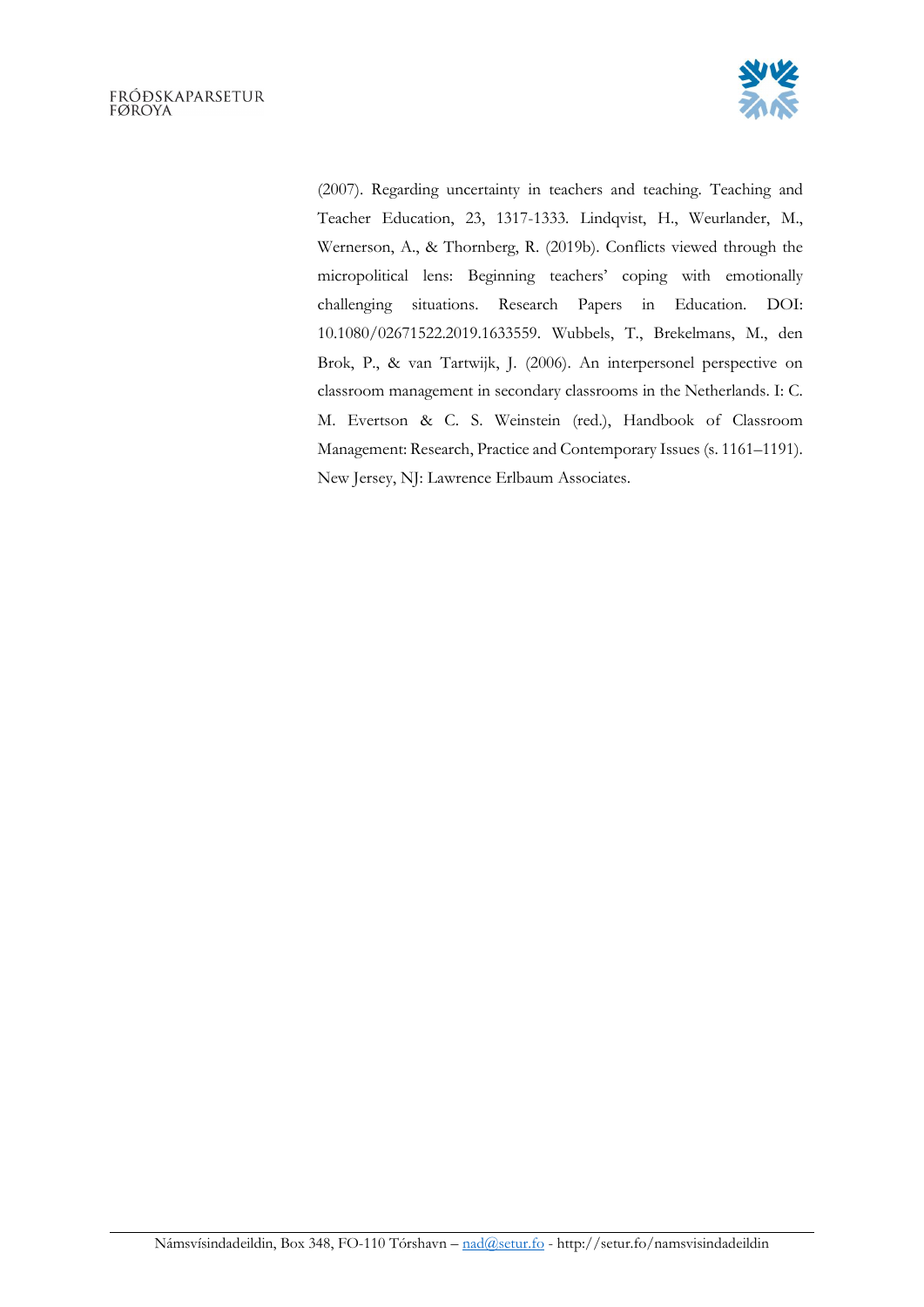(2007). Regarding uncertainty in teachers and teaching. Teaching and Teacher Education, 23, 1317-1333. Lindqvist, H., Weurlander, M., Wernerson, A., & Thornberg, R. (2019b). Conflicts viewed through the micropolitical lens: Beginning teachers' coping with emotionally challenging situations. Research Papers in Education. DOI: 10.1080/02671522.2019.1633559. Wubbels, T., Brekelmans, M., den Brok, P., & van Tartwijk, J. (2006). An interpersonel perspective on classroom management in secondary classrooms in the Netherlands. I: C. M. Evertson & C. S. Weinstein (red.), Handbook of Classroom Management: Research, Practice and Contemporary Issues (s. 1161–1191). New Jersey, NJ: Lawrence Erlbaum Associates.